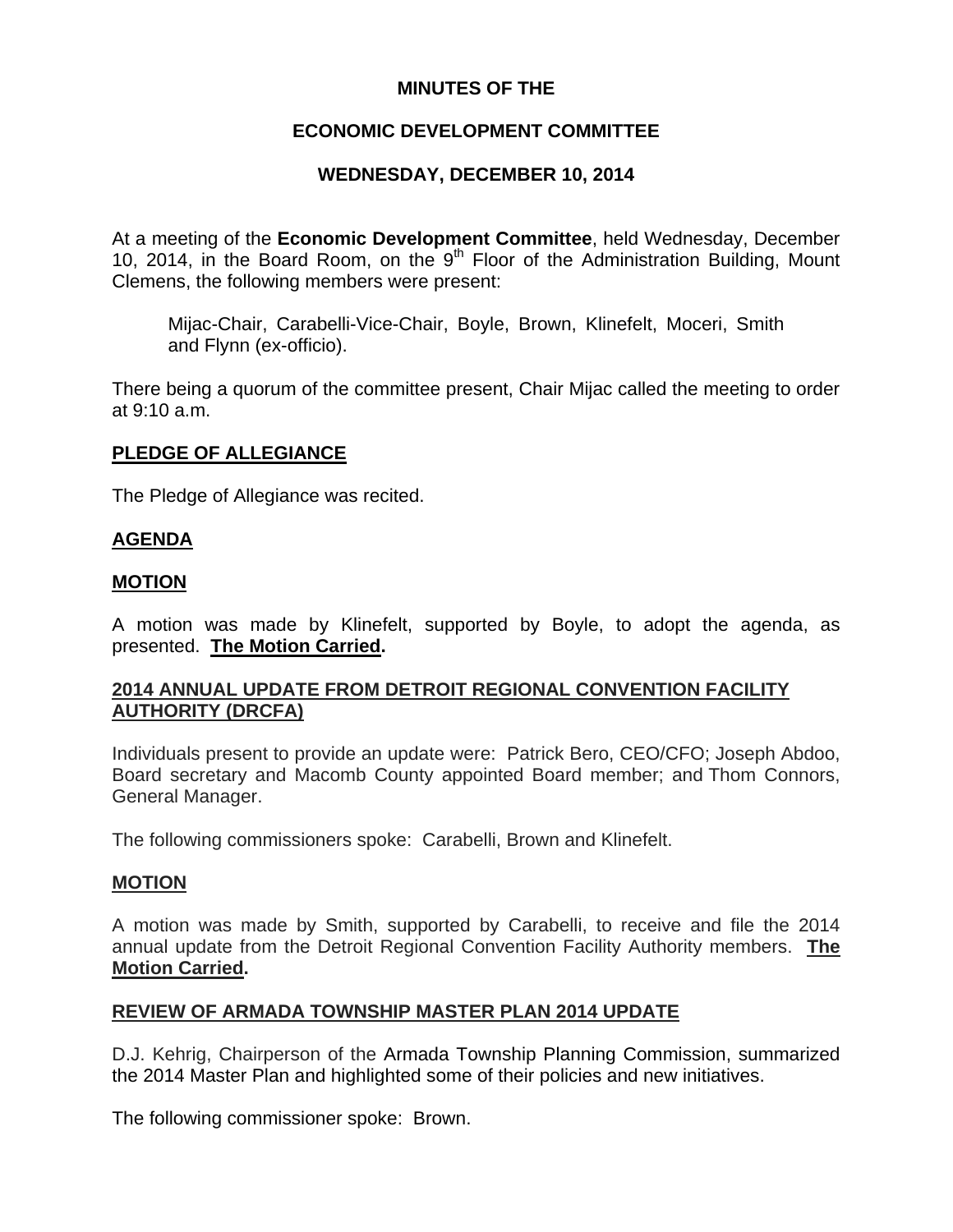**MINUTES OF THE**

**ECONOMIC DEVELOPMENT COMMITTEE**

**WEDNESDAY, DECEMBER 10, 2014**

At a meeting of the **Economic Development Committee**, held Wednesday, December 10, 2014, in the Board Room, on the 9th Floor of the Administration Building, Mount Clemens, the following members were present:

> Mijac-Chair, Carabelli-Vice-Chair, Boyle, Brown, Klinefelt, Moceri, Smith and Flynn (ex-officio).

There being a quorum of the committee present, Chair Mijac called the meeting to order at 9:10 a.m.

**PLEDGE OF ALLEGIANCE**

The Pledge of Allegiance was recited.

**AGENDA**

**MOTION**

A motion was made by Klinefelt, supported by Boyle, to adopt the agenda, as presented. **The Motion Carried.**

**2014 ANNUAL UPDATE FROM DETROIT REGIONAL CONVENTION FACILITY AUTHORITY (DRCFA)**

Individuals present to provide an update were: Patrick Bero, CEO/CFO; Joseph Abdoo, Board secretary and Macomb County appointed Board member; and Thom Connors, General Manager.

The following commissioners spoke: Carabelli, Brown and Klinefelt.

**MOTION**

A motion was made by Smith, supported by Carabelli, to receive and file the 2014 annual update from the Detroit Regional Convention Facility Authority members. **The Motion Carried.**

**REVIEW OF ARMADA TOWNSHIP MASTER PLAN 2014 UPDATE**

D.J. Kehrig, Chairperson of the Armada Township Planning Commission, summarized the 2014 Master Plan and highlighted some of their policies and new initiatives.

The following commissioner spoke: Brown.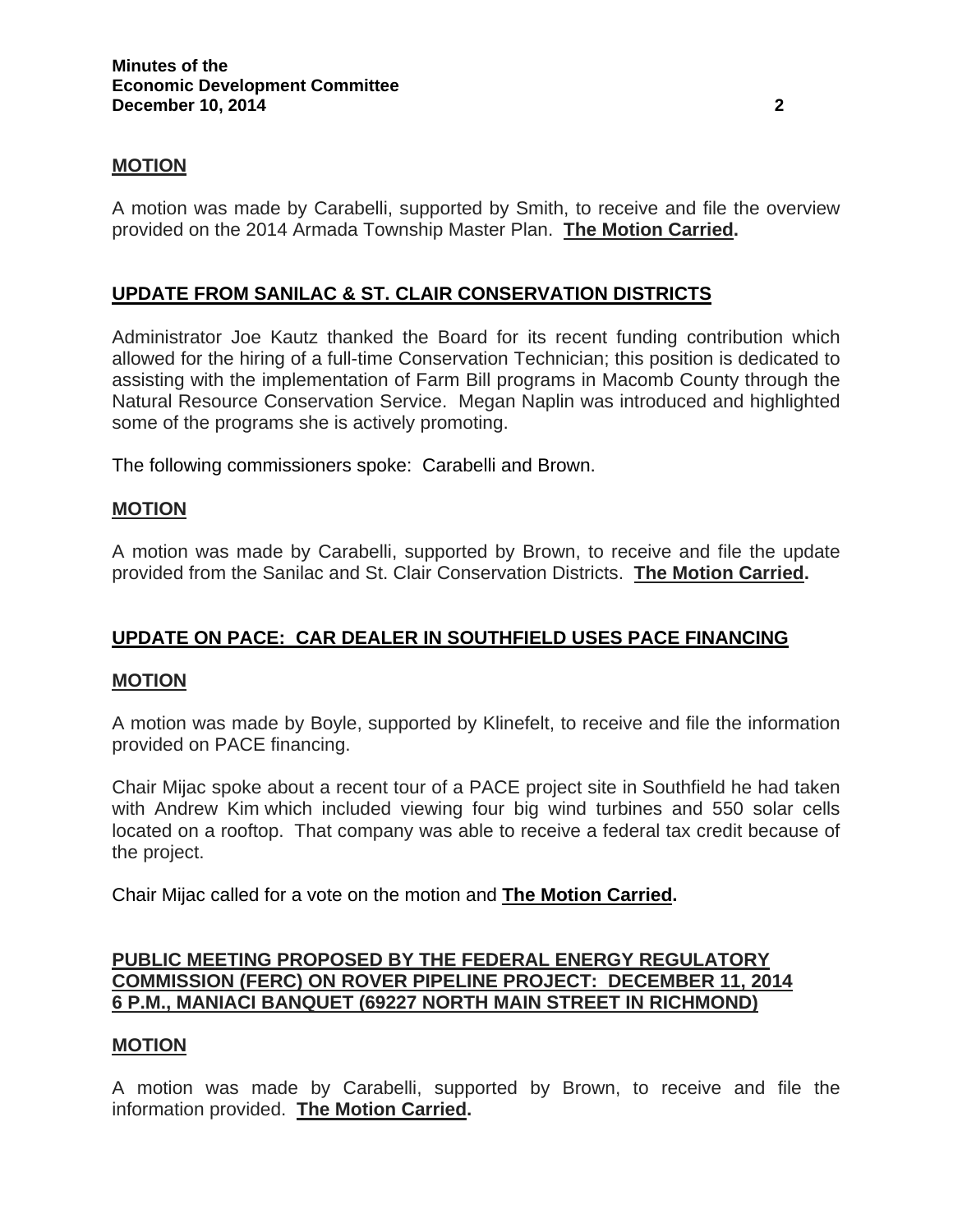## MOTION

A motion was made by Carabelli, supported by Smith, to receive and file the overview provided on the 2014 Armada Township Master Plan. **The Motion Carried.**

## UPDATE FROM SANILAC & ST. CLAIR CONSERVATION DISTRICTS

Administrator Joe Kautz thanked the Board for its recent funding contribution which allowed for the hiring of a full-time Conservation Technician; this position is dedicated to assisting with the implementation of Farm Bill programs in Macomb County through the Natural Resource Conservation Service. Megan Naplin was introduced and highlighted some of the programs she is actively promoting.

The following commissioners spoke: Carabelli and Brown.

## MOTION

A motion was made by Carabelli, supported by Brown, to receive and file the update provided from the Sanilac and St. Clair Conservation Districts. **The Motion Carried.**

## UPDATE ON PACE: CAR DEALER IN SOUTHFIELD USES PACE FINANCING

## MOTION

A motion was made by Boyle, supported by Klinefelt, to receive and file the information provided on PACE financing.

Chair Mijac spoke about a recent tour of a PACE project site in Southfield he had taken with Andrew Kim which included viewing four big wind turbines and 550 solar cells located on a rooftop. That company was able to receive a federal tax credit because of the project.

Chair Mijac called for a vote on the motion and **The Motion Carried.**

## PUBLIC MEETING PROPOSED BY THE FEDERAL ENERGY REGULATORY COMMISSION (FERC) ON ROVER PIPELINE PROJECT: DECEMBER 11, 2014 6 P.M., MANIACI BANQUET (69227 NORTH MAIN STREET IN RICHMOND)

## MOTION

A motion was made by Carabelli, supported by Brown, to receive and file the information provided. **The Motion Carried.**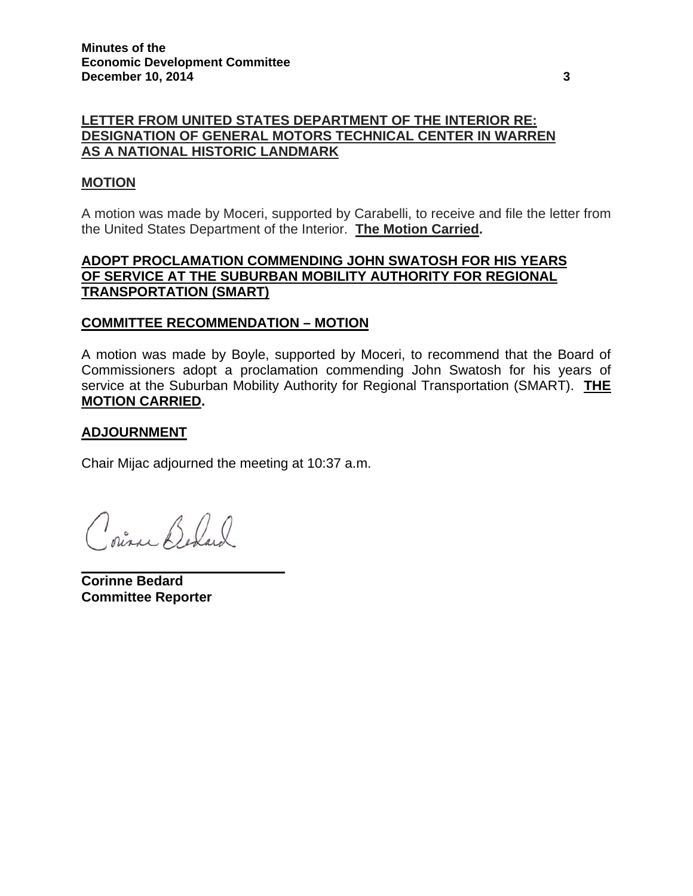**LETTER FROM UNITED STATES DEPARTMENT OF THE INTERIOR RE: DESIGNATION OF GENERAL MOTORS TECHNICAL CENTER IN WARREN AS A NATIONAL HISTORIC LANDMARK**

**MOTION**

A motion was made by Moceri, supported by Carabelli, to receive and file the letter from the United States Department of the Interior. **The Motion Carried.**

**ADOPT PROCLAMATION COMMENDING JOHN SWATOSH FOR HIS YEARS OF SERVICE AT THE SUBURBAN MOBILITY AUTHORITY FOR REGIONAL TRANSPORTATION (SMART)**

**COMMITTEE RECOMMENDATION – MOTION**

A motion was made by Boyle, supported by Moceri, to recommend that the Board of Commissioners adopt a proclamation commending John Swatosh for his years of service at the Suburban Mobility Authority for Regional Transportation (SMART). **THE MOTION CARRIED.**

**ADJOURNMENT**

Chair Mijac adjourned the meeting at 10:37 a.m.

**Corinne Bedard**
**Committee Reporter**